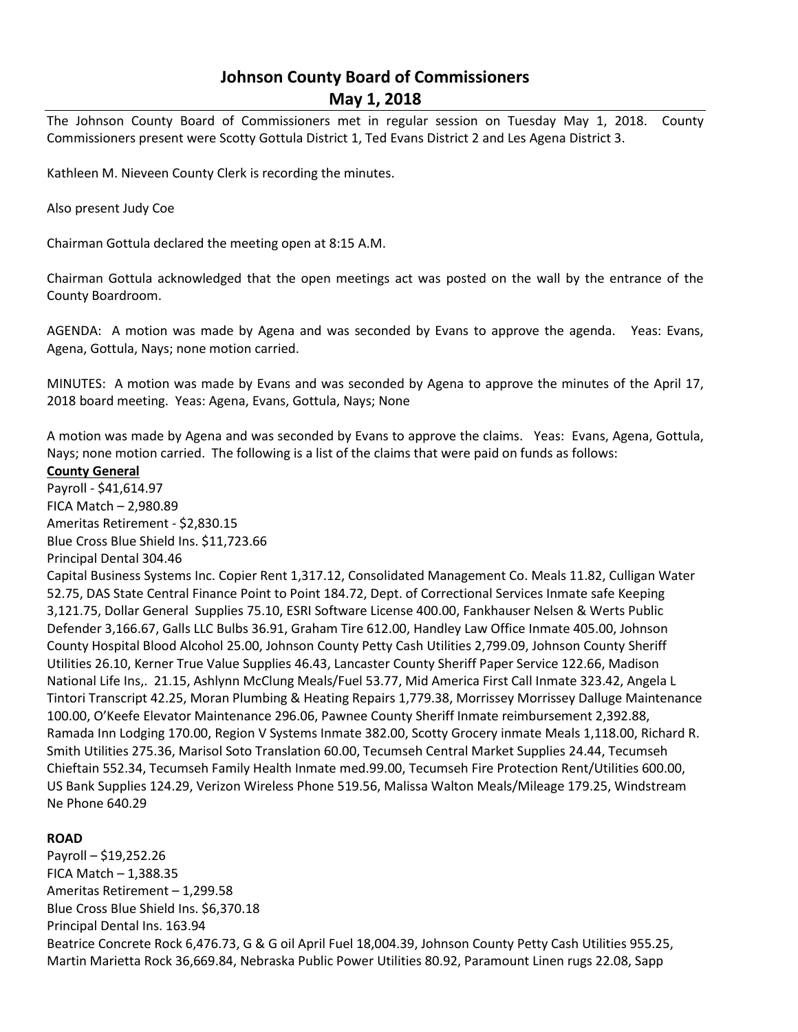# Johnson County Board of Commissioners
## May 1, 2018

The Johnson County Board of Commissioners met in regular session on Tuesday May 1, 2018. County Commissioners present were Scotty Gottula District 1, Ted Evans District 2 and Les Agena District 3.

Kathleen M. Nieveen County Clerk is recording the minutes.

Also present Judy Coe

Chairman Gottula declared the meeting open at 8:15 A.M.

Chairman Gottula acknowledged that the open meetings act was posted on the wall by the entrance of the County Boardroom.

AGENDA: A motion was made by Agena and was seconded by Evans to approve the agenda. Yeas: Evans, Agena, Gottula, Nays; none motion carried.

MINUTES: A motion was made by Evans and was seconded by Agena to approve the minutes of the April 17, 2018 board meeting. Yeas: Agena, Evans, Gottula, Nays; None

A motion was made by Agena and was seconded by Evans to approve the claims. Yeas: Evans, Agena, Gottula, Nays; none motion carried. The following is a list of the claims that were paid on funds as follows:

**County General**

Payroll - $41,614.97
FICA Match – 2,980.89
Ameritas Retirement - $2,830.15
Blue Cross Blue Shield Ins. $11,723.66
Principal Dental 304.46
Capital Business Systems Inc. Copier Rent 1,317.12, Consolidated Management Co. Meals 11.82, Culligan Water 52.75, DAS State Central Finance Point to Point 184.72, Dept. of Correctional Services Inmate safe Keeping 3,121.75, Dollar General Supplies 75.10, ESRI Software License 400.00, Fankhauser Nelsen & Werts Public Defender 3,166.67, Galls LLC Bulbs 36.91, Graham Tire 612.00, Handley Law Office Inmate 405.00, Johnson County Hospital Blood Alcohol 25.00, Johnson County Petty Cash Utilities 2,799.09, Johnson County Sheriff Utilities 26.10, Kerner True Value Supplies 46.43, Lancaster County Sheriff Paper Service 122.66, Madison National Life Ins,. 21.15, Ashlynn McClung Meals/Fuel 53.77, Mid America First Call Inmate 323.42, Angela L Tintori Transcript 42.25, Moran Plumbing & Heating Repairs 1,779.38, Morrissey Morrissey Dalluge Maintenance 100.00, O'Keefe Elevator Maintenance 296.06, Pawnee County Sheriff Inmate reimbursement 2,392.88, Ramada Inn Lodging 170.00, Region V Systems Inmate 382.00, Scotty Grocery inmate Meals 1,118.00, Richard R. Smith Utilities 275.36, Marisol Soto Translation 60.00, Tecumseh Central Market Supplies 24.44, Tecumseh Chieftain 552.34, Tecumseh Family Health Inmate med.99.00, Tecumseh Fire Protection Rent/Utilities 600.00, US Bank Supplies 124.29, Verizon Wireless Phone 519.56, Malissa Walton Meals/Mileage 179.25, Windstream Ne Phone 640.29

**ROAD**

Payroll – $19,252.26
FICA Match – 1,388.35
Ameritas Retirement – 1,299.58
Blue Cross Blue Shield Ins. $6,370.18
Principal Dental Ins. 163.94
Beatrice Concrete Rock 6,476.73, G & G oil April Fuel 18,004.39, Johnson County Petty Cash Utilities 955.25, Martin Marietta Rock 36,669.84, Nebraska Public Power Utilities 80.92, Paramount Linen rugs 22.08, Sapp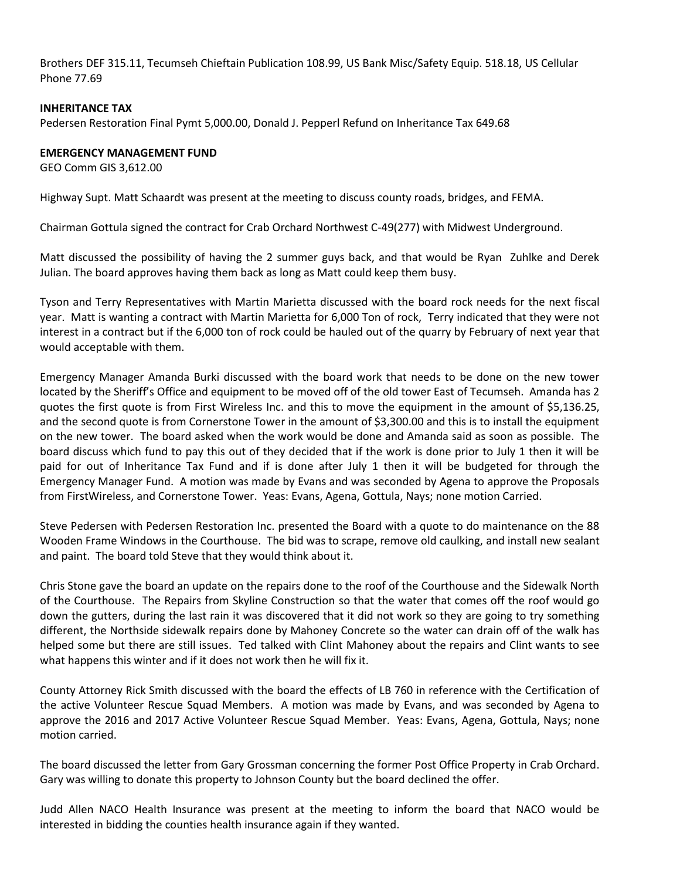Brothers DEF 315.11, Tecumseh Chieftain Publication 108.99, US Bank Misc/Safety Equip. 518.18, US Cellular Phone 77.69

**INHERITANCE TAX**

Pedersen Restoration Final Pymt 5,000.00, Donald J. Pepperl Refund on Inheritance Tax 649.68

**EMERGENCY MANAGEMENT FUND**

GEO Comm GIS 3,612.00

Highway Supt. Matt Schaardt was present at the meeting to discuss county roads, bridges, and FEMA.

Chairman Gottula signed the contract for Crab Orchard Northwest C-49(277) with Midwest Underground.

Matt discussed the possibility of having the 2 summer guys back, and that would be Ryan Zuhlke and Derek Julian. The board approves having them back as long as Matt could keep them busy.

Tyson and Terry Representatives with Martin Marietta discussed with the board rock needs for the next fiscal year. Matt is wanting a contract with Martin Marietta for 6,000 Ton of rock, Terry indicated that they were not interest in a contract but if the 6,000 ton of rock could be hauled out of the quarry by February of next year that would acceptable with them.

Emergency Manager Amanda Burki discussed with the board work that needs to be done on the new tower located by the Sheriff's Office and equipment to be moved off of the old tower East of Tecumseh. Amanda has 2 quotes the first quote is from First Wireless Inc. and this to move the equipment in the amount of $5,136.25, and the second quote is from Cornerstone Tower in the amount of $3,300.00 and this is to install the equipment on the new tower. The board asked when the work would be done and Amanda said as soon as possible. The board discuss which fund to pay this out of they decided that if the work is done prior to July 1 then it will be paid for out of Inheritance Tax Fund and if is done after July 1 then it will be budgeted for through the Emergency Manager Fund. A motion was made by Evans and was seconded by Agena to approve the Proposals from FirstWireless, and Cornerstone Tower. Yeas: Evans, Agena, Gottula, Nays; none motion Carried.

Steve Pedersen with Pedersen Restoration Inc. presented the Board with a quote to do maintenance on the 88 Wooden Frame Windows in the Courthouse. The bid was to scrape, remove old caulking, and install new sealant and paint. The board told Steve that they would think about it.

Chris Stone gave the board an update on the repairs done to the roof of the Courthouse and the Sidewalk North of the Courthouse. The Repairs from Skyline Construction so that the water that comes off the roof would go down the gutters, during the last rain it was discovered that it did not work so they are going to try something different, the Northside sidewalk repairs done by Mahoney Concrete so the water can drain off of the walk has helped some but there are still issues. Ted talked with Clint Mahoney about the repairs and Clint wants to see what happens this winter and if it does not work then he will fix it.

County Attorney Rick Smith discussed with the board the effects of LB 760 in reference with the Certification of the active Volunteer Rescue Squad Members. A motion was made by Evans, and was seconded by Agena to approve the 2016 and 2017 Active Volunteer Rescue Squad Member. Yeas: Evans, Agena, Gottula, Nays; none motion carried.

The board discussed the letter from Gary Grossman concerning the former Post Office Property in Crab Orchard. Gary was willing to donate this property to Johnson County but the board declined the offer.

Judd Allen NACO Health Insurance was present at the meeting to inform the board that NACO would be interested in bidding the counties health insurance again if they wanted.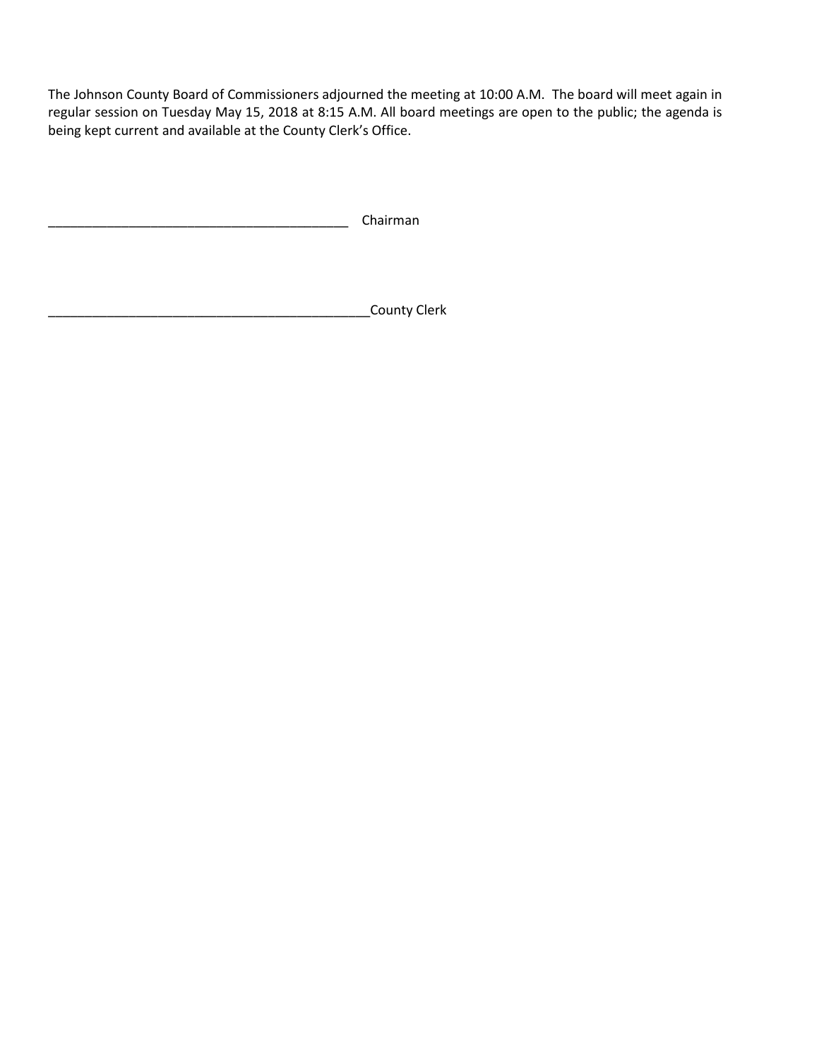The Johnson County Board of Commissioners adjourned the meeting at 10:00 A.M. The board will meet again in regular session on Tuesday May 15, 2018 at 8:15 A.M. All board meetings are open to the public; the agenda is being kept current and available at the County Clerk's Office.

___________________________________________ Chairman

______________________________________________County Clerk